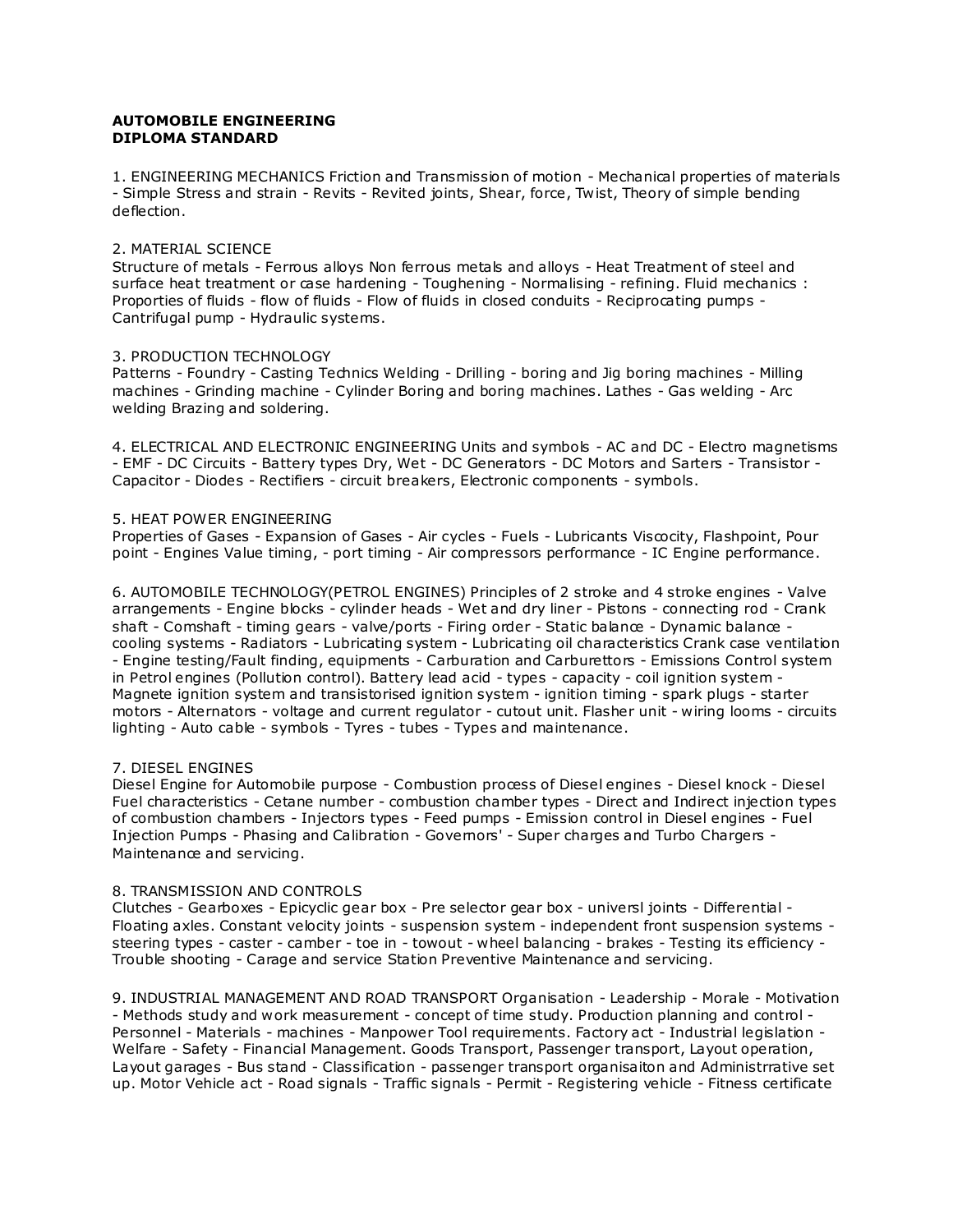**AUTOMOBILE ENGINEERING**
**DIPLOMA STANDARD**

1. ENGINEERING MECHANICS Friction and Transmission of motion - Mechanical properties of materials - Simple Stress and strain - Revits - Revited joints, Shear, force, Twist, Theory of simple bending deflection.

2. MATERIAL SCIENCE
Structure of metals - Ferrous alloys Non ferrous metals and alloys - Heat Treatment of steel and surface heat treatment or case hardening - Toughening - Normalising - refining. Fluid mechanics : Proporties of fluids - flow of fluids - Flow of fluids in closed conduits - Reciprocating pumps - Cantrifugal pump - Hydraulic systems.

3. PRODUCTION TECHNOLOGY
Patterns - Foundry - Casting Technics Welding - Drilling - boring and Jig boring machines - Milling machines - Grinding machine - Cylinder Boring and boring machines. Lathes - Gas welding - Arc welding Brazing and soldering.

4. ELECTRICAL AND ELECTRONIC ENGINEERING Units and symbols - AC and DC - Electro magnetisms - EMF - DC Circuits - Battery types Dry, Wet - DC Generators - DC Motors and Sarters - Transistor - Capacitor - Diodes - Rectifiers - circuit breakers, Electronic components - symbols.

5. HEAT POWER ENGINEERING
Properties of Gases - Expansion of Gases - Air cycles - Fuels - Lubricants Viscocity, Flashpoint, Pour point - Engines Value timing, - port timing - Air compressors performance - IC Engine performance.

6. AUTOMOBILE TECHNOLOGY(PETROL ENGINES) Principles of 2 stroke and 4 stroke engines - Valve arrangements - Engine blocks - cylinder heads - Wet and dry liner - Pistons - connecting rod - Crank shaft - Comshaft - timing gears - valve/ports - Firing order - Static balance - Dynamic balance - cooling systems - Radiators - Lubricating system - Lubricating oil characteristics Crank case ventilation - Engine testing/Fault finding, equipments - Carburation and Carburettors - Emissions Control system in Petrol engines (Pollution control). Battery lead acid - types - capacity - coil ignition system - Magnete ignition system and transistorised ignition system - ignition timing - spark plugs - starter motors - Alternators - voltage and current regulator - cutout unit. Flasher unit - wiring looms - circuits lighting - Auto cable - symbols - Tyres - tubes - Types and maintenance.

7. DIESEL ENGINES
Diesel Engine for Automobile purpose - Combustion process of Diesel engines - Diesel knock - Diesel Fuel characteristics - Cetane number - combustion chamber types - Direct and Indirect injection types of combustion chambers - Injectors types - Feed pumps - Emission control in Diesel engines - Fuel Injection Pumps - Phasing and Calibration - Governors' - Super charges and Turbo Chargers - Maintenance and servicing.

8. TRANSMISSION AND CONTROLS
Clutches - Gearboxes - Epicyclic gear box - Pre selector gear box - universl joints - Differential - Floating axles. Constant velocity joints - suspension system - independent front suspension systems - steering types - caster - camber - toe in - towout - wheel balancing - brakes - Testing its efficiency - Trouble shooting - Carage and service Station Preventive Maintenance and servicing.

9. INDUSTRIAL MANAGEMENT AND ROAD TRANSPORT Organisation - Leadership - Morale - Motivation - Methods study and work measurement - concept of time study. Production planning and control - Personnel - Materials - machines - Manpower Tool requirements. Factory act - Industrial legislation - Welfare - Safety - Financial Management. Goods Transport, Passenger transport, Layout operation, Layout garages - Bus stand - Classification - passenger transport organisaiton and Administrrative set up. Motor Vehicle act - Road signals - Traffic signals - Permit - Registering vehicle - Fitness certificate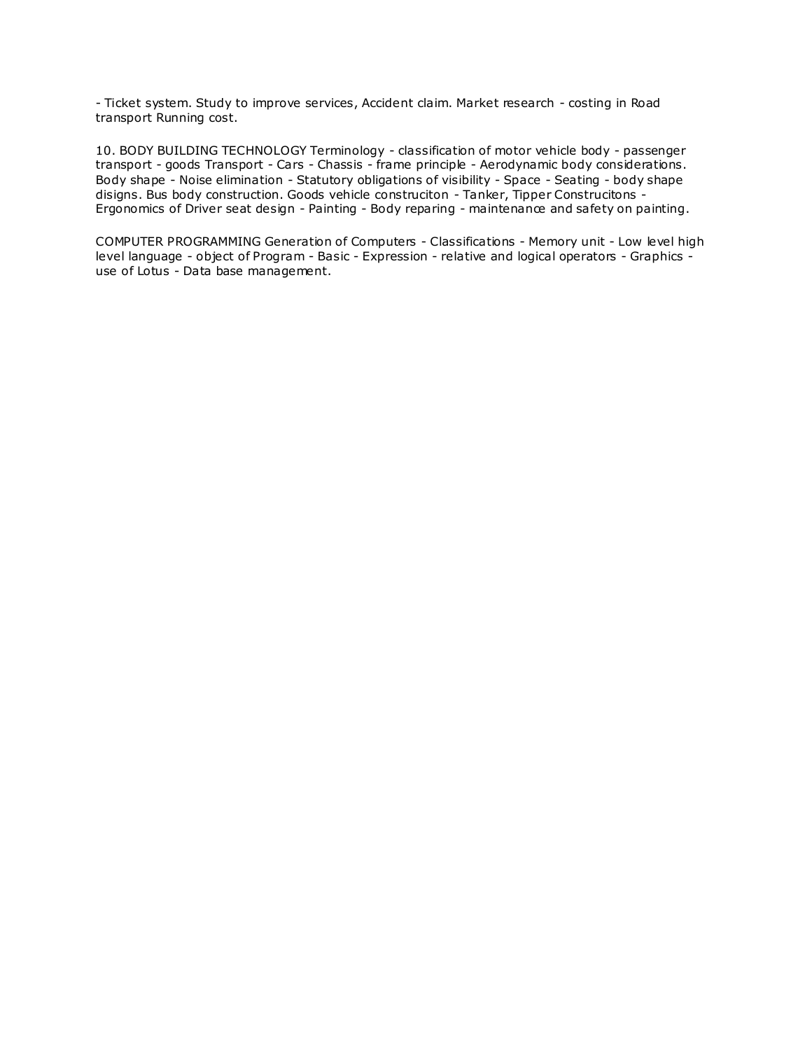- Ticket system. Study to improve services, Accident claim. Market research - costing in Road transport Running cost.

10. BODY BUILDING TECHNOLOGY Terminology - classification of motor vehicle body - passenger transport - goods Transport - Cars - Chassis - frame principle - Aerodynamic body considerations. Body shape - Noise elimination - Statutory obligations of visibility - Space - Seating - body shape disigns. Bus body construction. Goods vehicle construciton - Tanker, Tipper Construcitons - Ergonomics of Driver seat design - Painting - Body reparing - maintenance and safety on painting.

COMPUTER PROGRAMMING Generation of Computers - Classifications - Memory unit - Low level high level language - object of Program - Basic - Expression - relative and logical operators - Graphics - use of Lotus - Data base management.